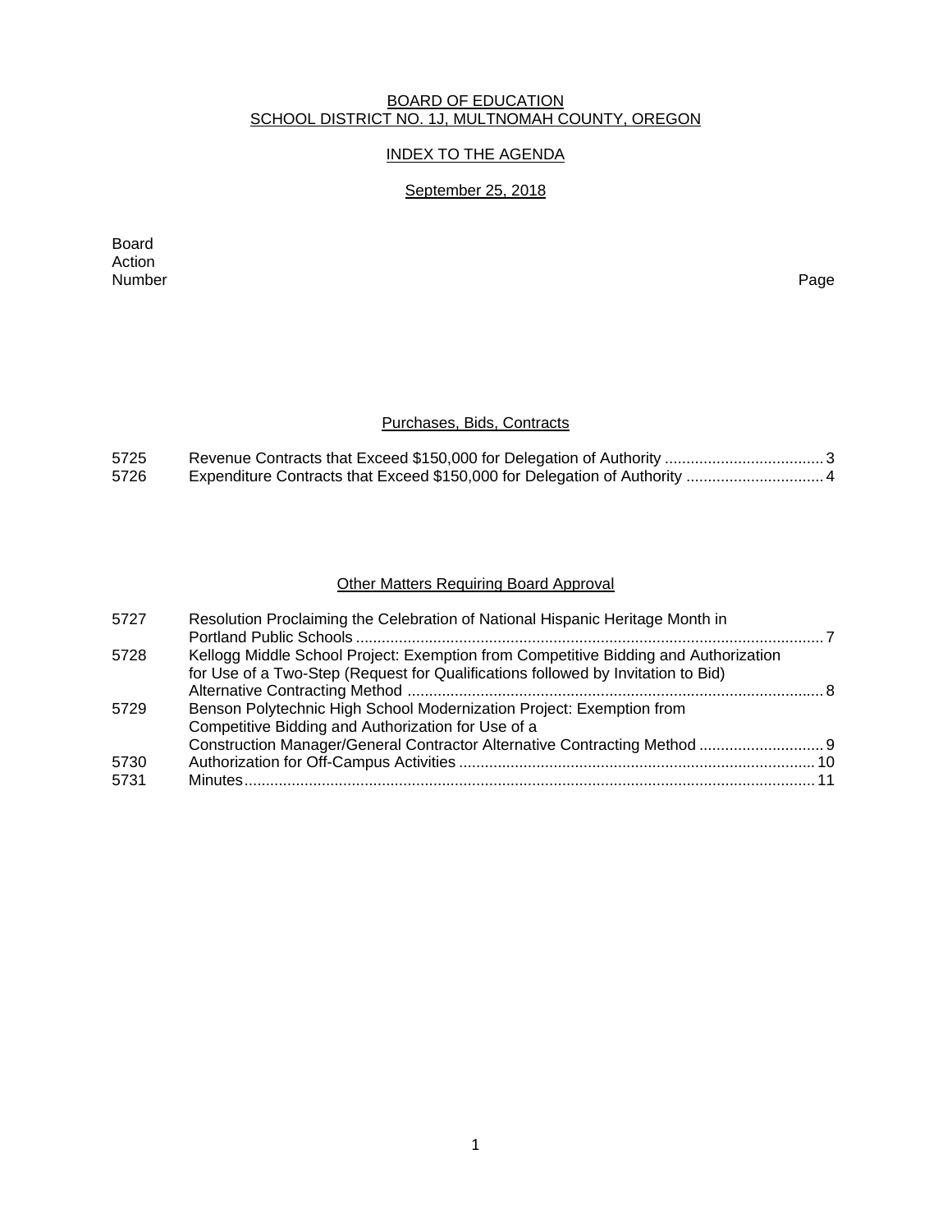# BOARD OF EDUCATION
## SCHOOL DISTRICT NO. 1J, MULTNOMAH COUNTY, OREGON

### INDEX TO THE AGENDA

### September 25, 2018

| Board Action Number | | Page |
|---|---|---|
| | **Purchases, Bids, Contracts** | |
| 5725 | Revenue Contracts that Exceed $150,000 for Delegation of Authority | 3 |
| 5726 | Expenditure Contracts that Exceed $150,000 for Delegation of Authority | 4 |
| | **Other Matters Requiring Board Approval** | |
| 5727 | Resolution Proclaiming the Celebration of National Hispanic Heritage Month in Portland Public Schools | 7 |
| 5728 | Kellogg Middle School Project: Exemption from Competitive Bidding and Authorization for Use of a Two-Step (Request for Qualifications followed by Invitation to Bid) Alternative Contracting Method | 8 |
| 5729 | Benson Polytechnic High School Modernization Project: Exemption from Competitive Bidding and Authorization for Use of a Construction Manager/General Contractor Alternative Contracting Method | 9 |
| 5730 | Authorization for Off-Campus Activities | 10 |
| 5731 | Minutes | 11 |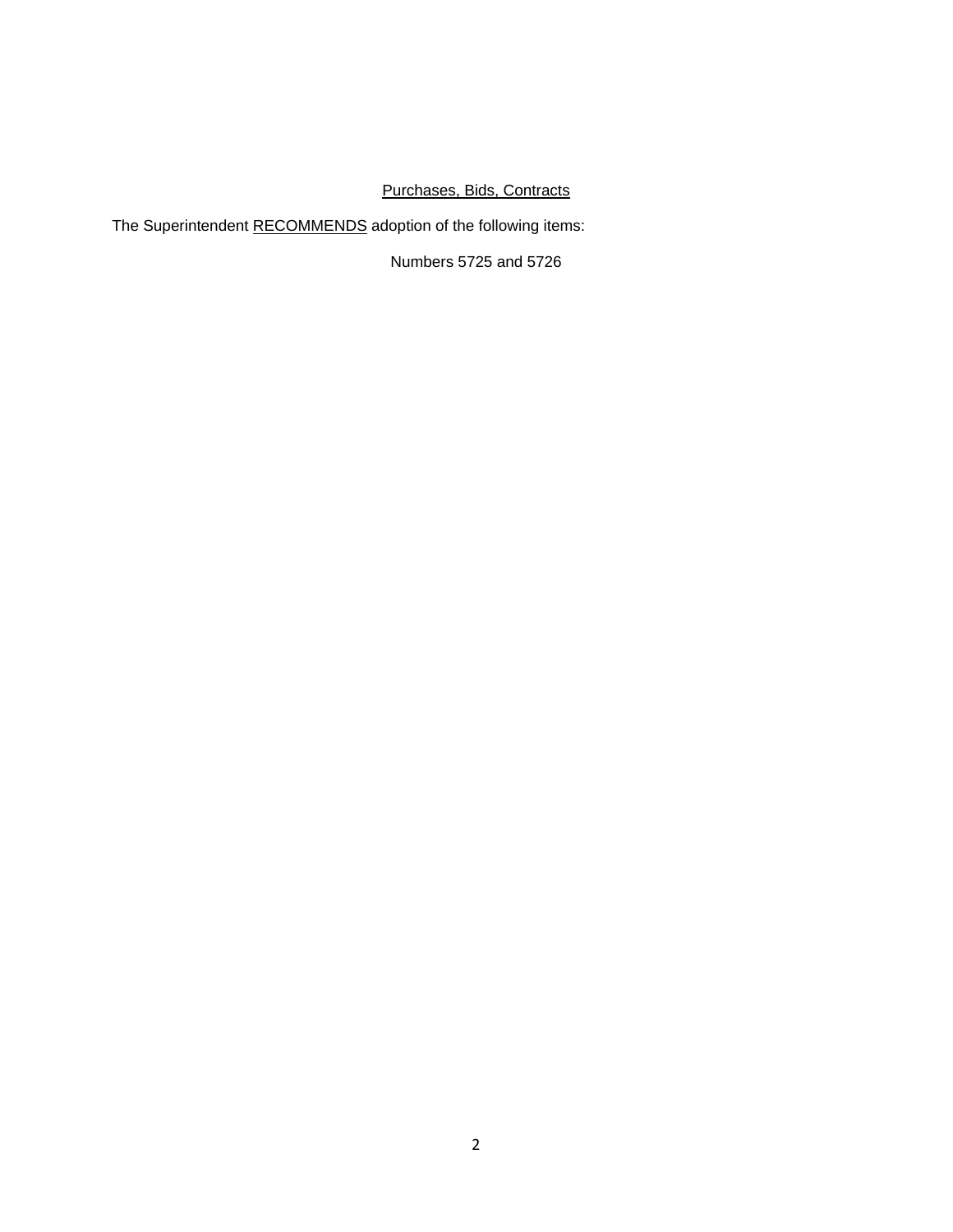<u>Purchases, Bids, Contracts</u>

The Superintendent <u>RECOMMENDS</u> adoption of the following items:

Numbers 5725 and 5726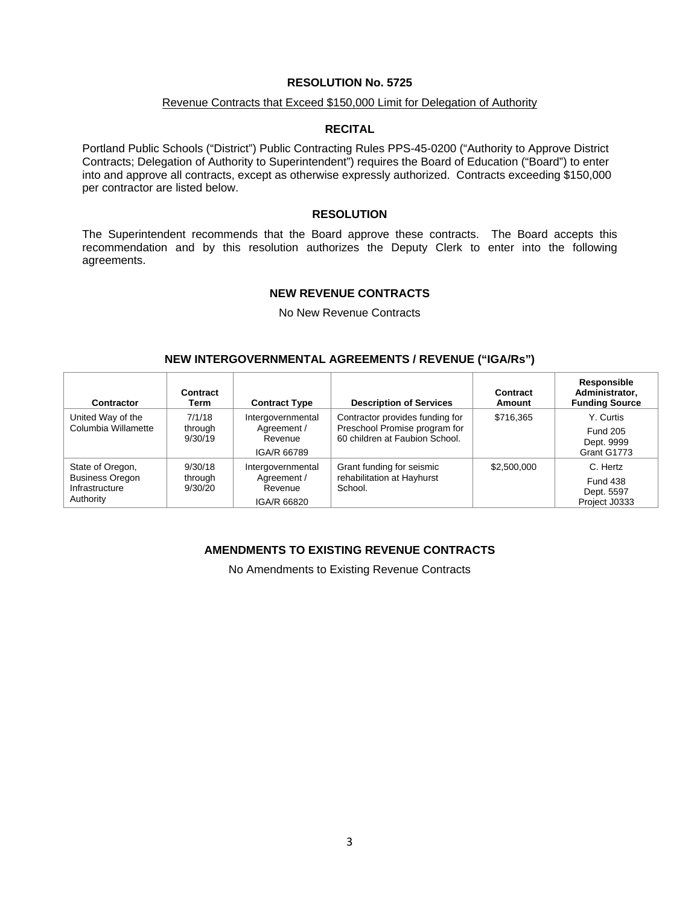# RESOLUTION No. 5725

Revenue Contracts that Exceed $150,000 Limit for Delegation of Authority

## RECITAL

Portland Public Schools ("District") Public Contracting Rules PPS-45-0200 ("Authority to Approve District Contracts; Delegation of Authority to Superintendent") requires the Board of Education ("Board") to enter into and approve all contracts, except as otherwise expressly authorized. Contracts exceeding $150,000 per contractor are listed below.

## RESOLUTION

The Superintendent recommends that the Board approve these contracts. The Board accepts this recommendation and by this resolution authorizes the Deputy Clerk to enter into the following agreements.

## NEW REVENUE CONTRACTS

No New Revenue Contracts

## NEW INTERGOVERNMENTAL AGREEMENTS / REVENUE ("IGA/Rs")

| Contractor | Contract Term | Contract Type | Description of Services | Contract Amount | Responsible Administrator, Funding Source |
|---|---|---|---|---|---|
| United Way of the Columbia Willamette | 7/1/18 through 9/30/19 | Intergovernmental Agreement / Revenue IGA/R 66789 | Contractor provides funding for Preschool Promise program for 60 children at Faubion School. | $716,365 | Y. Curtis Fund 205 Dept. 9999 Grant G1773 |
| State of Oregon, Business Oregon Infrastructure Authority | 9/30/18 through 9/30/20 | Intergovernmental Agreement / Revenue IGA/R 66820 | Grant funding for seismic rehabilitation at Hayhurst School. | $2,500,000 | C. Hertz Fund 438 Dept. 5597 Project J0333 |

## AMENDMENTS TO EXISTING REVENUE CONTRACTS

No Amendments to Existing Revenue Contracts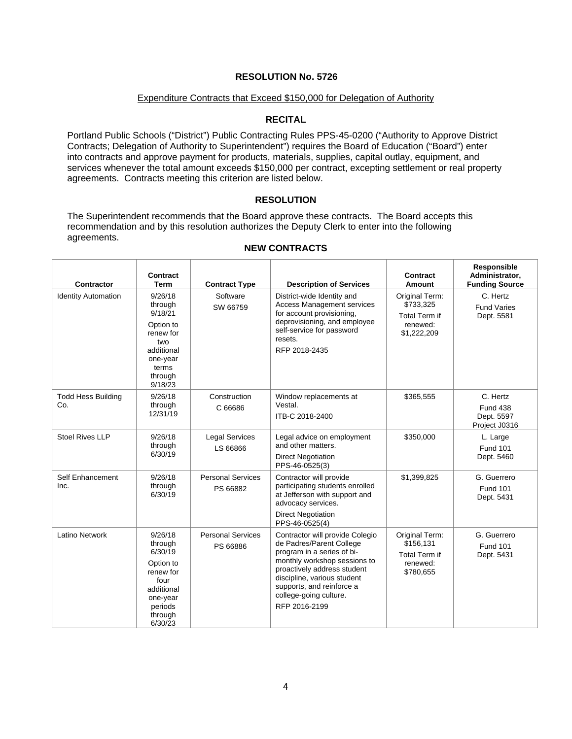## RESOLUTION No. 5726

Expenditure Contracts that Exceed $150,000 for Delegation of Authority

### RECITAL

Portland Public Schools ("District") Public Contracting Rules PPS-45-0200 ("Authority to Approve District Contracts; Delegation of Authority to Superintendent") requires the Board of Education ("Board") enter into contracts and approve payment for products, materials, supplies, capital outlay, equipment, and services whenever the total amount exceeds $150,000 per contract, excepting settlement or real property agreements. Contracts meeting this criterion are listed below.

### RESOLUTION

The Superintendent recommends that the Board approve these contracts. The Board accepts this recommendation and by this resolution authorizes the Deputy Clerk to enter into the following agreements.

### NEW CONTRACTS

| Contractor | Contract Term | Contract Type | Description of Services | Contract Amount | Responsible Administrator, Funding Source |
|---|---|---|---|---|---|
| Identity Automation | 9/26/18 through 9/18/21<br>Option to renew for two additional one-year terms through 9/18/23 | Software<br>SW 66759 | District-wide Identity and Access Management services for account provisioning, deprovisioning, and employee self-service for password resets.<br>RFP 2018-2435 | Original Term: $733,325<br>Total Term if renewed: $1,222,209 | C. Hertz<br>Fund Varies<br>Dept. 5581 |
| Todd Hess Building Co. | 9/26/18 through 12/31/19 | Construction<br>C 66686 | Window replacements at Vestal.<br>ITB-C 2018-2400 | $365,555 | C. Hertz<br>Fund 438<br>Dept. 5597<br>Project J0316 |
| Stoel Rives LLP | 9/26/18 through 6/30/19 | Legal Services<br>LS 66866 | Legal advice on employment and other matters.<br>Direct Negotiation<br>PPS-46-0525(3) | $350,000 | L. Large<br>Fund 101<br>Dept. 5460 |
| Self Enhancement Inc. | 9/26/18 through 6/30/19 | Personal Services<br>PS 66882 | Contractor will provide participating students enrolled at Jefferson with support and advocacy services.<br>Direct Negotiation<br>PPS-46-0525(4) | $1,399,825 | G. Guerrero<br>Fund 101<br>Dept. 5431 |
| Latino Network | 9/26/18 through 6/30/19<br>Option to renew for four additional one-year periods through 6/30/23 | Personal Services<br>PS 66886 | Contractor will provide Colegio de Padres/Parent College program in a series of bi-monthly workshop sessions to proactively address student discipline, various student supports, and reinforce a college-going culture.<br>RFP 2016-2199 | Original Term: $156,131<br>Total Term if renewed: $780,655 | G. Guerrero<br>Fund 101<br>Dept. 5431 |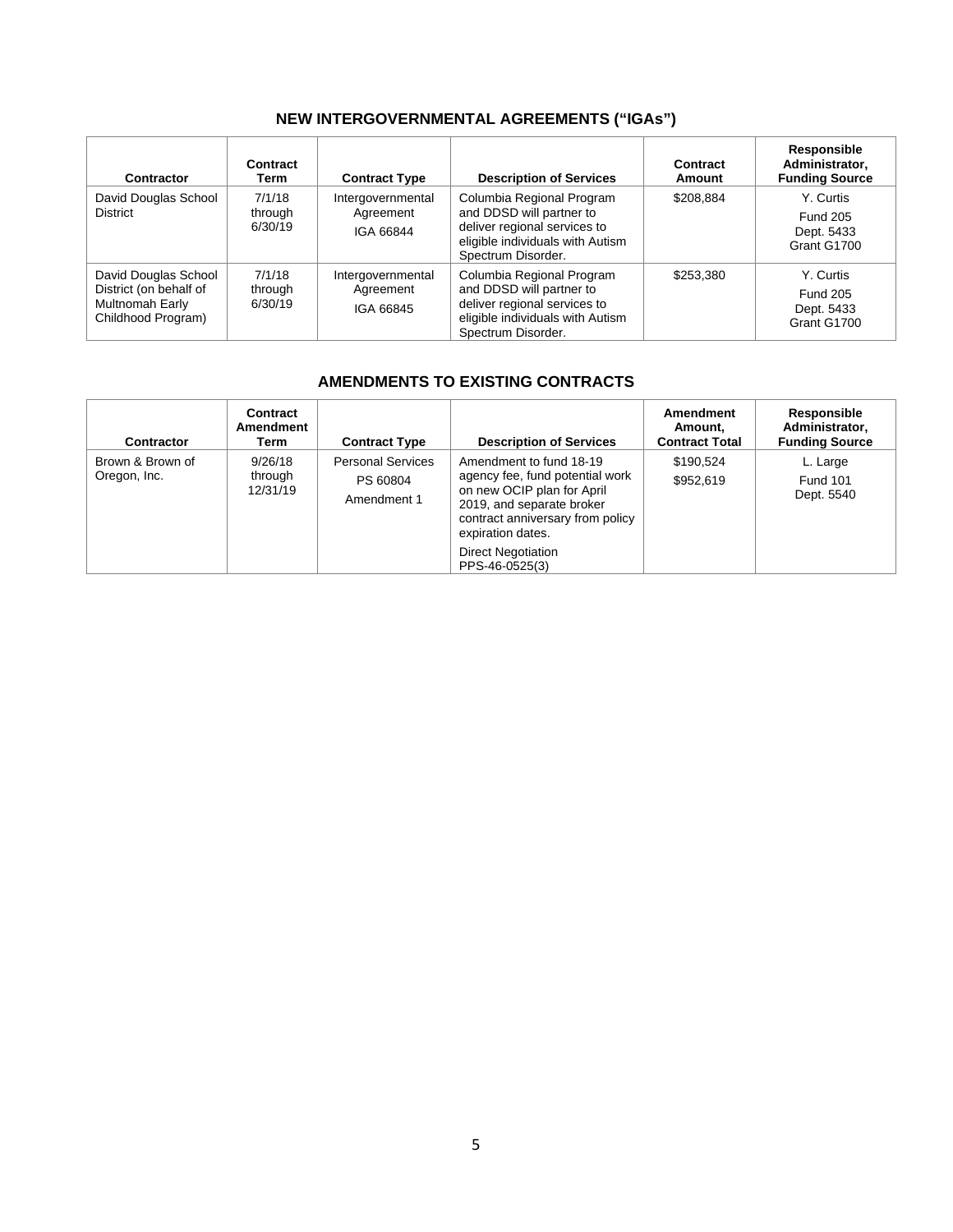## NEW INTERGOVERNMENTAL AGREEMENTS ("IGAs")

| Contractor | Contract Term | Contract Type | Description of Services | Contract Amount | Responsible Administrator, Funding Source |
|---|---|---|---|---|---|
| David Douglas School District | 7/1/18 through 6/30/19 | Intergovernmental Agreement IGA 66844 | Columbia Regional Program and DDSD will partner to deliver regional services to eligible individuals with Autism Spectrum Disorder. | $208,884 | Y. Curtis Fund 205 Dept. 5433 Grant G1700 |
| David Douglas School District (on behalf of Multnomah Early Childhood Program) | 7/1/18 through 6/30/19 | Intergovernmental Agreement IGA 66845 | Columbia Regional Program and DDSD will partner to deliver regional services to eligible individuals with Autism Spectrum Disorder. | $253,380 | Y. Curtis Fund 205 Dept. 5433 Grant G1700 |

## AMENDMENTS TO EXISTING CONTRACTS

| Contractor | Contract Amendment Term | Contract Type | Description of Services | Amendment Amount, Contract Total | Responsible Administrator, Funding Source |
|---|---|---|---|---|---|
| Brown & Brown of Oregon, Inc. | 9/26/18 through 12/31/19 | Personal Services PS 60804 Amendment 1 | Amendment to fund 18-19 agency fee, fund potential work on new OCIP plan for April 2019, and separate broker contract anniversary from policy expiration dates. Direct Negotiation PPS-46-0525(3) | $190,524 $952,619 | L. Large Fund 101 Dept. 5540 |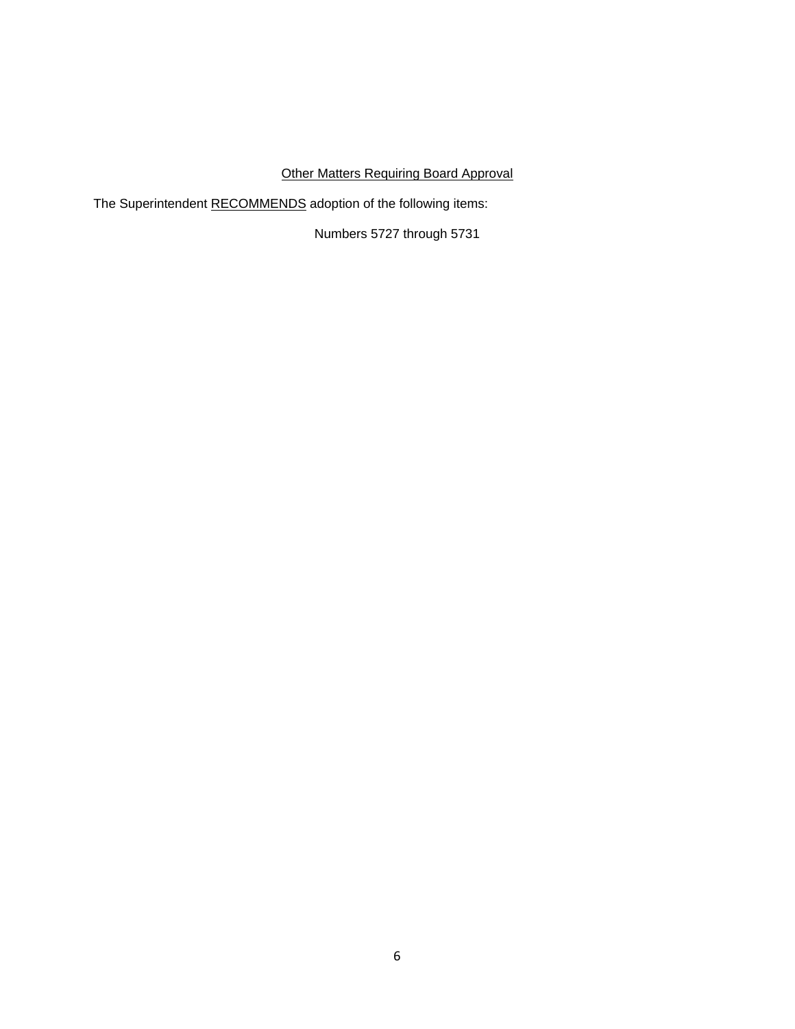## Other Matters Requiring Board Approval

The Superintendent RECOMMENDS adoption of the following items:

Numbers 5727 through 5731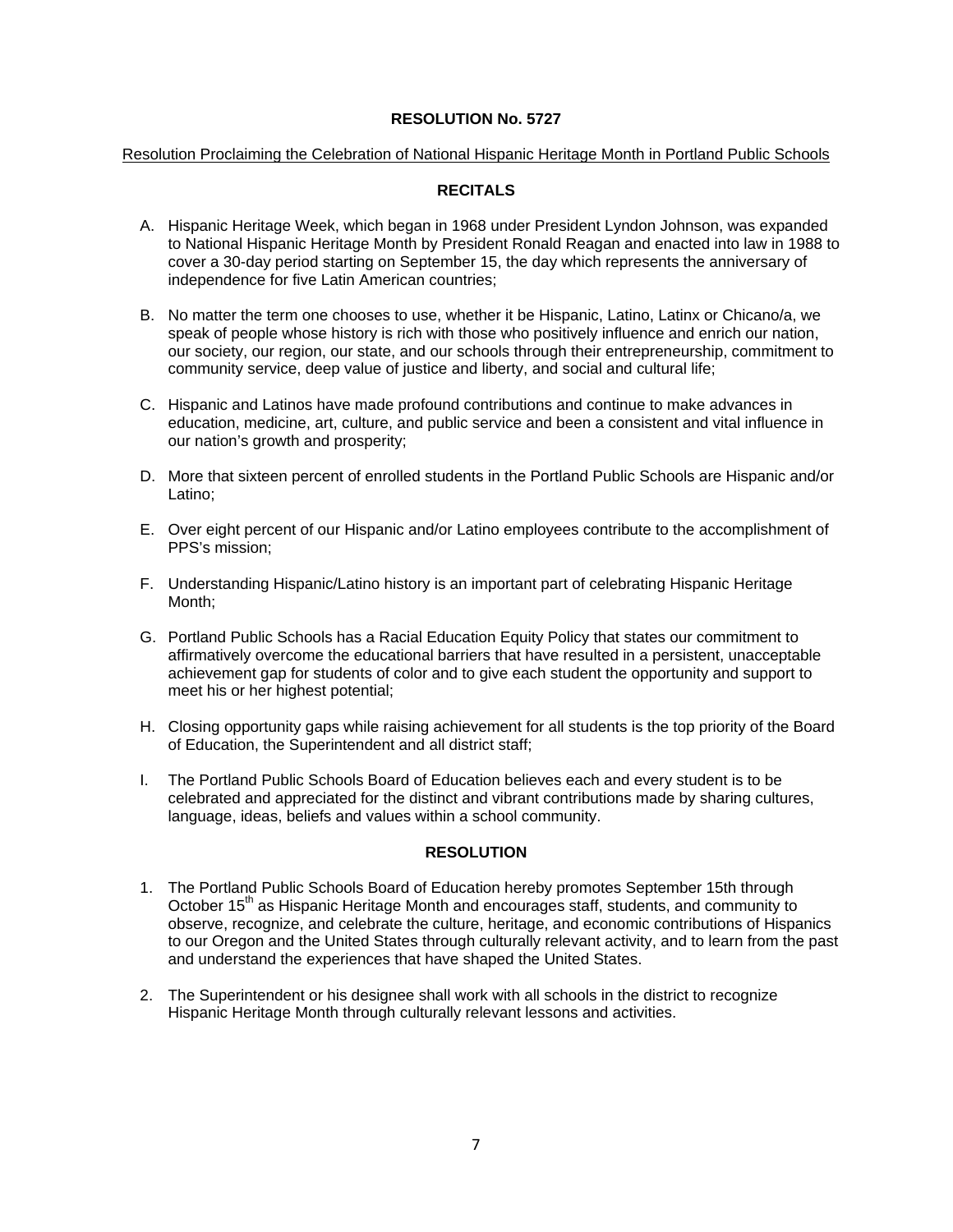# RESOLUTION No. 5727

Resolution Proclaiming the Celebration of National Hispanic Heritage Month in Portland Public Schools

## RECITALS

A. Hispanic Heritage Week, which began in 1968 under President Lyndon Johnson, was expanded to National Hispanic Heritage Month by President Ronald Reagan and enacted into law in 1988 to cover a 30-day period starting on September 15, the day which represents the anniversary of independence for five Latin American countries;

B. No matter the term one chooses to use, whether it be Hispanic, Latino, Latinx or Chicano/a, we speak of people whose history is rich with those who positively influence and enrich our nation, our society, our region, our state, and our schools through their entrepreneurship, commitment to community service, deep value of justice and liberty, and social and cultural life;

C. Hispanic and Latinos have made profound contributions and continue to make advances in education, medicine, art, culture, and public service and been a consistent and vital influence in our nation's growth and prosperity;

D. More that sixteen percent of enrolled students in the Portland Public Schools are Hispanic and/or Latino;

E. Over eight percent of our Hispanic and/or Latino employees contribute to the accomplishment of PPS's mission;

F. Understanding Hispanic/Latino history is an important part of celebrating Hispanic Heritage Month;

G. Portland Public Schools has a Racial Education Equity Policy that states our commitment to affirmatively overcome the educational barriers that have resulted in a persistent, unacceptable achievement gap for students of color and to give each student the opportunity and support to meet his or her highest potential;

H. Closing opportunity gaps while raising achievement for all students is the top priority of the Board of Education, the Superintendent and all district staff;

I. The Portland Public Schools Board of Education believes each and every student is to be celebrated and appreciated for the distinct and vibrant contributions made by sharing cultures, language, ideas, beliefs and values within a school community.

## RESOLUTION

1. The Portland Public Schools Board of Education hereby promotes September 15th through October 15th as Hispanic Heritage Month and encourages staff, students, and community to observe, recognize, and celebrate the culture, heritage, and economic contributions of Hispanics to our Oregon and the United States through culturally relevant activity, and to learn from the past and understand the experiences that have shaped the United States.

2. The Superintendent or his designee shall work with all schools in the district to recognize Hispanic Heritage Month through culturally relevant lessons and activities.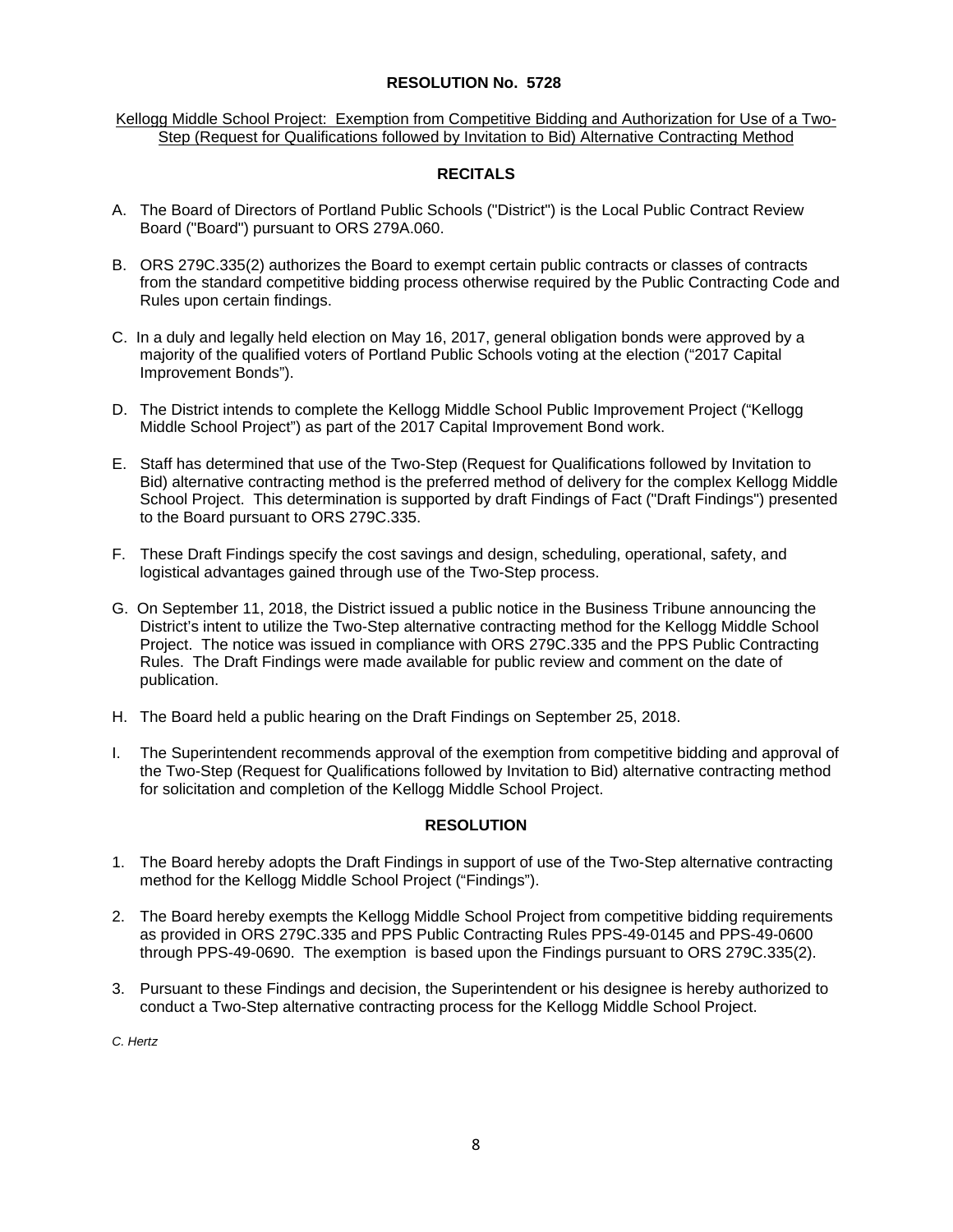# RESOLUTION No. 5728

Kellogg Middle School Project: Exemption from Competitive Bidding and Authorization for Use of a Two-Step (Request for Qualifications followed by Invitation to Bid) Alternative Contracting Method

## RECITALS

A. The Board of Directors of Portland Public Schools ("District") is the Local Public Contract Review Board ("Board") pursuant to ORS 279A.060.

B. ORS 279C.335(2) authorizes the Board to exempt certain public contracts or classes of contracts from the standard competitive bidding process otherwise required by the Public Contracting Code and Rules upon certain findings.

C. In a duly and legally held election on May 16, 2017, general obligation bonds were approved by a majority of the qualified voters of Portland Public Schools voting at the election ("2017 Capital Improvement Bonds").

D. The District intends to complete the Kellogg Middle School Public Improvement Project ("Kellogg Middle School Project") as part of the 2017 Capital Improvement Bond work.

E. Staff has determined that use of the Two-Step (Request for Qualifications followed by Invitation to Bid) alternative contracting method is the preferred method of delivery for the complex Kellogg Middle School Project. This determination is supported by draft Findings of Fact ("Draft Findings") presented to the Board pursuant to ORS 279C.335.

F. These Draft Findings specify the cost savings and design, scheduling, operational, safety, and logistical advantages gained through use of the Two-Step process.

G. On September 11, 2018, the District issued a public notice in the Business Tribune announcing the District's intent to utilize the Two-Step alternative contracting method for the Kellogg Middle School Project. The notice was issued in compliance with ORS 279C.335 and the PPS Public Contracting Rules. The Draft Findings were made available for public review and comment on the date of publication.

H. The Board held a public hearing on the Draft Findings on September 25, 2018.

I. The Superintendent recommends approval of the exemption from competitive bidding and approval of the Two-Step (Request for Qualifications followed by Invitation to Bid) alternative contracting method for solicitation and completion of the Kellogg Middle School Project.

## RESOLUTION

1. The Board hereby adopts the Draft Findings in support of use of the Two-Step alternative contracting method for the Kellogg Middle School Project ("Findings").

2. The Board hereby exempts the Kellogg Middle School Project from competitive bidding requirements as provided in ORS 279C.335 and PPS Public Contracting Rules PPS-49-0145 and PPS-49-0600 through PPS-49-0690. The exemption is based upon the Findings pursuant to ORS 279C.335(2).

3. Pursuant to these Findings and decision, the Superintendent or his designee is hereby authorized to conduct a Two-Step alternative contracting process for the Kellogg Middle School Project.

*C. Hertz*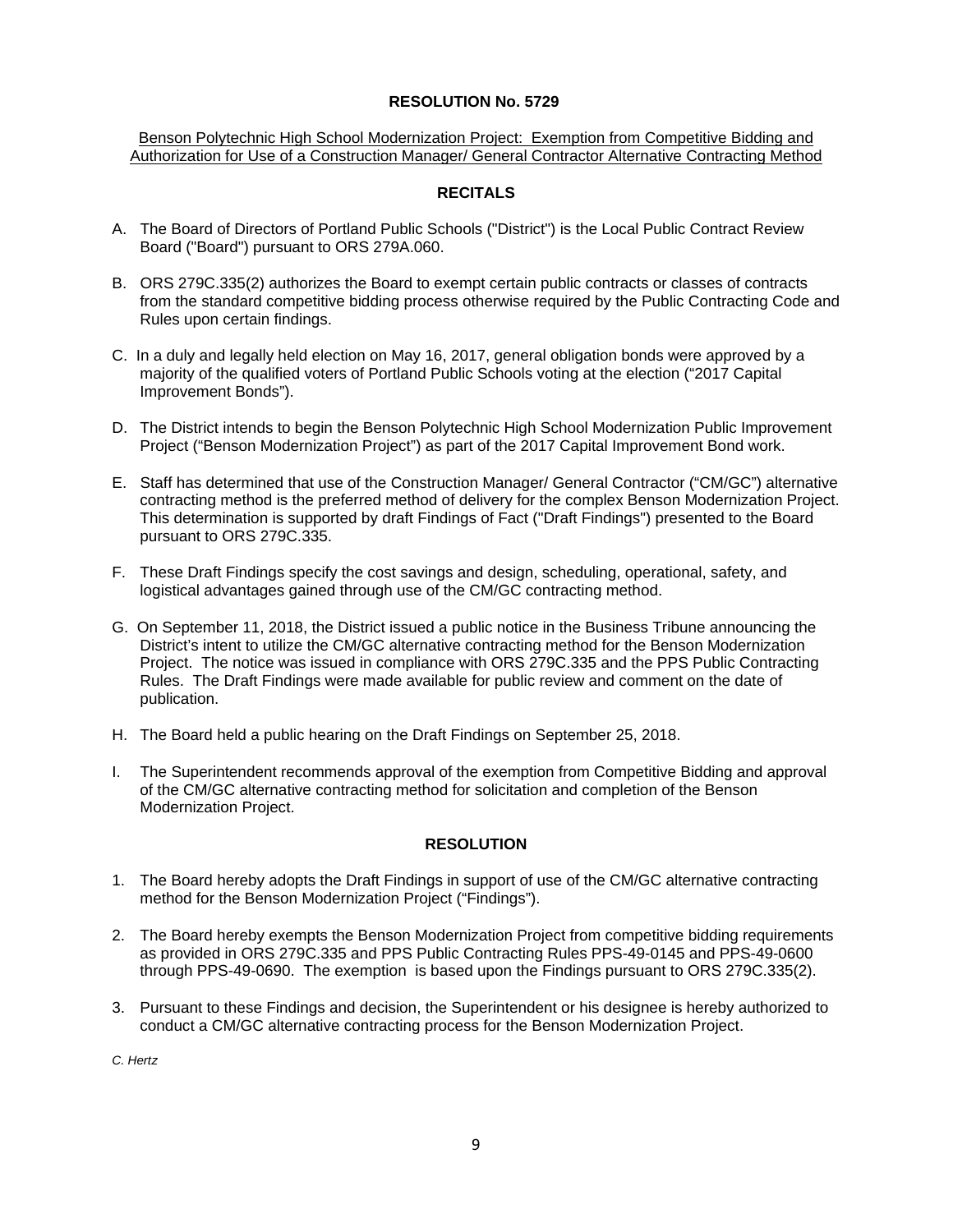# RESOLUTION No. 5729

Benson Polytechnic High School Modernization Project: Exemption from Competitive Bidding and Authorization for Use of a Construction Manager/ General Contractor Alternative Contracting Method

## RECITALS

A. The Board of Directors of Portland Public Schools ("District") is the Local Public Contract Review Board ("Board") pursuant to ORS 279A.060.

B. ORS 279C.335(2) authorizes the Board to exempt certain public contracts or classes of contracts from the standard competitive bidding process otherwise required by the Public Contracting Code and Rules upon certain findings.

C. In a duly and legally held election on May 16, 2017, general obligation bonds were approved by a majority of the qualified voters of Portland Public Schools voting at the election ("2017 Capital Improvement Bonds").

D. The District intends to begin the Benson Polytechnic High School Modernization Public Improvement Project ("Benson Modernization Project") as part of the 2017 Capital Improvement Bond work.

E. Staff has determined that use of the Construction Manager/ General Contractor ("CM/GC") alternative contracting method is the preferred method of delivery for the complex Benson Modernization Project. This determination is supported by draft Findings of Fact ("Draft Findings") presented to the Board pursuant to ORS 279C.335.

F. These Draft Findings specify the cost savings and design, scheduling, operational, safety, and logistical advantages gained through use of the CM/GC contracting method.

G. On September 11, 2018, the District issued a public notice in the Business Tribune announcing the District's intent to utilize the CM/GC alternative contracting method for the Benson Modernization Project. The notice was issued in compliance with ORS 279C.335 and the PPS Public Contracting Rules. The Draft Findings were made available for public review and comment on the date of publication.

H. The Board held a public hearing on the Draft Findings on September 25, 2018.

I. The Superintendent recommends approval of the exemption from Competitive Bidding and approval of the CM/GC alternative contracting method for solicitation and completion of the Benson Modernization Project.

## RESOLUTION

1. The Board hereby adopts the Draft Findings in support of use of the CM/GC alternative contracting method for the Benson Modernization Project ("Findings").

2. The Board hereby exempts the Benson Modernization Project from competitive bidding requirements as provided in ORS 279C.335 and PPS Public Contracting Rules PPS-49-0145 and PPS-49-0600 through PPS-49-0690. The exemption is based upon the Findings pursuant to ORS 279C.335(2).

3. Pursuant to these Findings and decision, the Superintendent or his designee is hereby authorized to conduct a CM/GC alternative contracting process for the Benson Modernization Project.

*C. Hertz*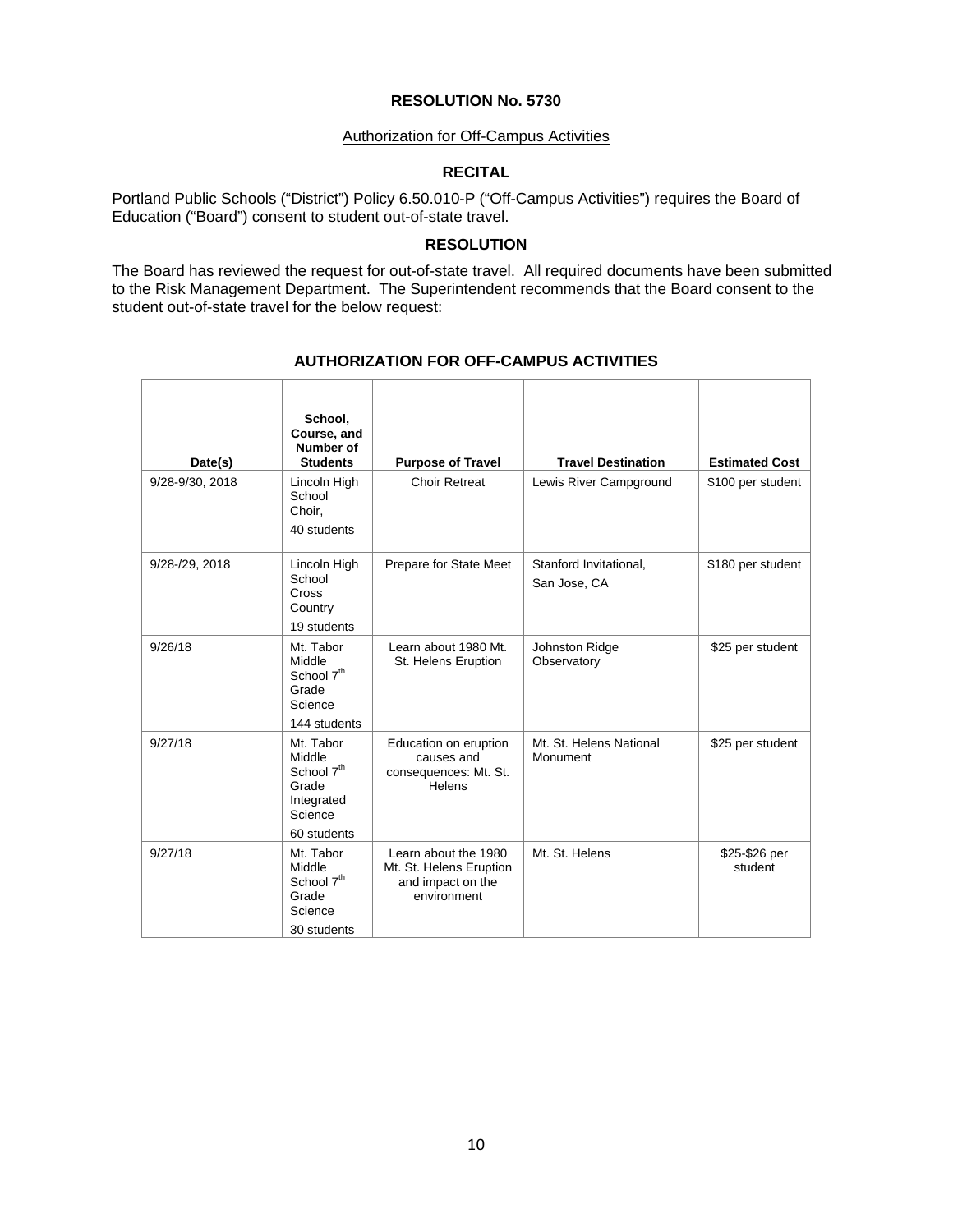# RESOLUTION No. 5730

Authorization for Off-Campus Activities

## RECITAL

Portland Public Schools ("District") Policy 6.50.010-P ("Off-Campus Activities") requires the Board of Education ("Board") consent to student out-of-state travel.

## RESOLUTION

The Board has reviewed the request for out-of-state travel. All required documents have been submitted to the Risk Management Department. The Superintendent recommends that the Board consent to the student out-of-state travel for the below request:

### AUTHORIZATION FOR OFF-CAMPUS ACTIVITIES

| Date(s) | School, Course, and Number of Students | Purpose of Travel | Travel Destination | Estimated Cost |
|---|---|---|---|---|
| 9/28-9/30, 2018 | Lincoln High School Choir, 40 students | Choir Retreat | Lewis River Campground | \$100 per student |
| 9/28-/29, 2018 | Lincoln High School Cross Country 19 students | Prepare for State Meet | Stanford Invitational, San Jose, CA | \$180 per student |
| 9/26/18 | Mt. Tabor Middle School 7th Grade Science 144 students | Learn about 1980 Mt. St. Helens Eruption | Johnston Ridge Observatory | \$25 per student |
| 9/27/18 | Mt. Tabor Middle School 7th Grade Integrated Science 60 students | Education on eruption causes and consequences: Mt. St. Helens | Mt. St. Helens National Monument | \$25 per student |
| 9/27/18 | Mt. Tabor Middle School 7th Grade Science 30 students | Learn about the 1980 Mt. St. Helens Eruption and impact on the environment | Mt. St. Helens | \$25-\$26 per student |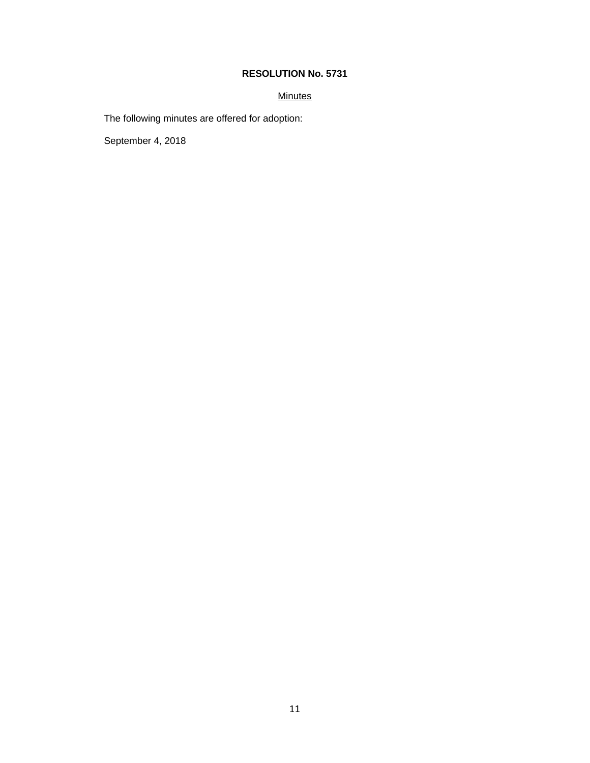# RESOLUTION No. 5731

<u>Minutes</u>

The following minutes are offered for adoption:

September 4, 2018